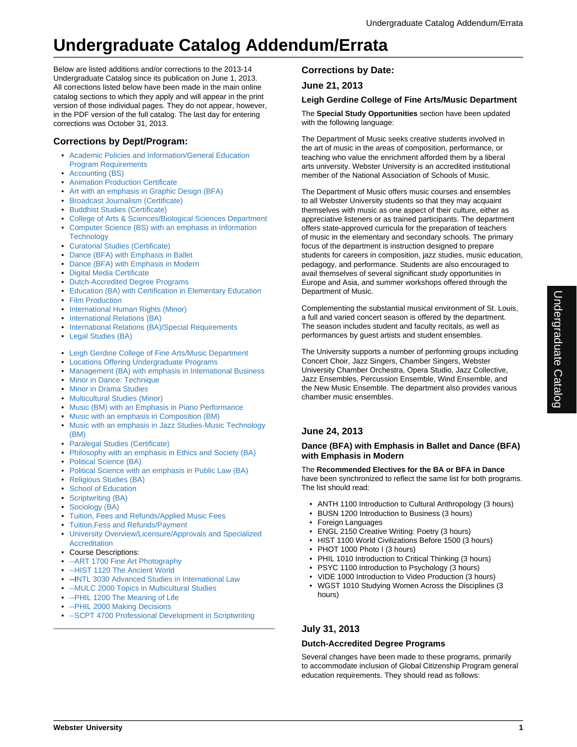# Undergraduate Catalog Addendum/Errata

Below are listed additions and/or corrections to the 2013-14 Undergraduate Catalog since its publication on June 1, 2013. All corrections listed below have been made in the main online catalog sections to which they apply and will appear in the print version of those individual pages. They do not appear, however, in the PDF version of the full catalog. The last day for entering corrections was October 31, 2013.

## Corrections by Dept/Program:

- Academic Policies and Information/General Education Program Requirements
- Accounting (BS)
- Animation Production Certificate
- Art with an emphasis in Graphic Design (BFA)
- Broadcast Journalism (Certificate)
- Buddhist Studies (Certificate)
- College of Arts & Sciences/Biological Sciences Department
- Computer Science (BS) with an emphasis in Information Technology
- Curatorial Studies (Certificate)
- Dance (BFA) with Emphasis in Ballet
- Dance (BFA) with Emphasis in Modern
- Digital Media Certificate
- Dutch-Accredited Degree Programs
- Education (BA) with Certification in Elementary Education
- Film Production
- International Human Rights (Minor)
- International Relations (BA)
- International Relations (BA)/Special Requirements
- Legal Studies (BA)

- Leigh Gerdine College of Fine Arts/Music Department
- Locations Offering Undergraduate Programs
- Management (BA) with emphasis in International Business
- Minor in Dance: Technique
- Minor in Drama Studies
- Multicultural Studies (Minor)
- Music (BM) with an Emphasis in Piano Performance
- Music with an emphasis in Composition (BM)
- Music with an emphasis in Jazz Studies-Music Technology (BM)
- Paralegal Studies (Certificate)
- Philosophy with an emphasis in Ethics and Society (BA)
- Political Science (BA)
- Political Science with an emphasis in Public Law (BA)
- Religious Studies (BA)
- School of Education
- Scriptwriting (BA)
- Sociology (BA)
- Tuition, Fees and Refunds/Applied Music Fees
- Tuition,Fess and Refunds/Payment
- University Overview/Licensure/Approvals and Specialized Accreditation
- Course Descriptions:
- --ART 1700 Fine Art Photography
- --HIST 1120 The Ancient World
- --INTL 3030 Advanced Studies in International Law
- --MULC 2000 Topics in Multicultural Studies
- --PHIL 1200 The Meaning of Life
- --PHIL 2000 Making Decisions
- --SCPT 4700 Professional Development in Scriptwriting

## Corrections by Date:

### June 21, 2013

#### Leigh Gerdine College of Fine Arts/Music Department

The **Special Study Opportunities** section have been updated with the following language:

The Department of Music seeks creative students involved in the art of music in the areas of composition, performance, or teaching who value the enrichment afforded them by a liberal arts university. Webster University is an accredited institutional member of the National Association of Schools of Music.

The Department of Music offers music courses and ensembles to all Webster University students so that they may acquaint themselves with music as one aspect of their culture, either as appreciative listeners or as trained participants. The department offers state-approved curricula for the preparation of teachers of music in the elementary and secondary schools. The primary focus of the department is instruction designed to prepare students for careers in composition, jazz studies, music education, pedagogy, and performance. Students are also encouraged to avail themselves of several significant study opportunities in Europe and Asia, and summer workshops offered through the Department of Music.

Complementing the substantial musical environment of St. Louis, a full and varied concert season is offered by the department. The season includes student and faculty recitals, as well as performances by guest artists and student ensembles.

The University supports a number of performing groups including Concert Choir, Jazz Singers, Chamber Singers, Webster University Chamber Orchestra, Opera Studio, Jazz Collective, Jazz Ensembles, Percussion Ensemble, Wind Ensemble, and the New Music Ensemble. The department also provides various chamber music ensembles.

### June 24, 2013

#### Dance (BFA) with Emphasis in Ballet and Dance (BFA) with Emphasis in Modern

The **Recommended Electives for the BA or BFA in Dance** have been synchronized to reflect the same list for both programs. The list should read:

- ANTH 1100 Introduction to Cultural Anthropology (3 hours)
- BUSN 1200 Introduction to Business (3 hours)
- Foreign Languages
- ENGL 2150 Creative Writing: Poetry (3 hours)
- HIST 1100 World Civilizations Before 1500 (3 hours)
- PHOT 1000 Photo I (3 hours)
- PHIL 1010 Introduction to Critical Thinking (3 hours)
- PSYC 1100 Introduction to Psychology (3 hours)
- VIDE 1000 Introduction to Video Production (3 hours)
- WGST 1010 Studying Women Across the Disciplines (3 hours)

### July 31, 2013

#### Dutch-Accredited Degree Programs

Several changes have been made to these programs, primarily to accommodate inclusion of Global Citizenship Program general education requirements. They should read as follows: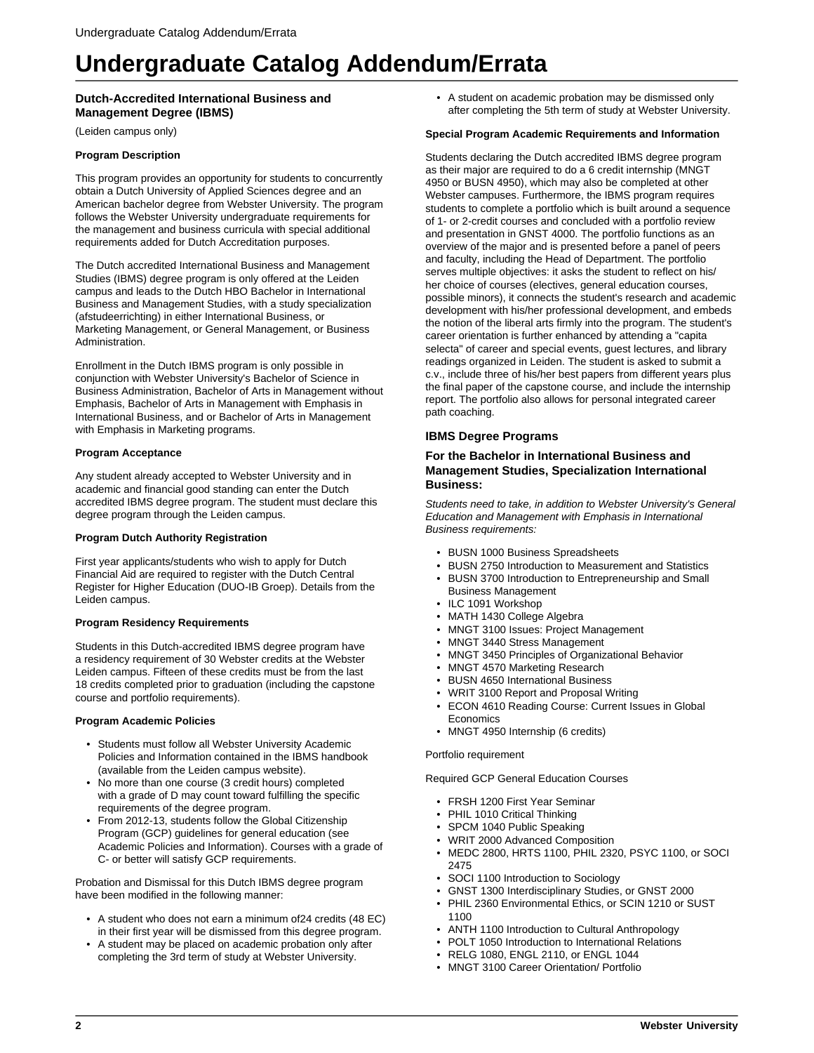# Undergraduate Catalog Addendum/Errata

### Dutch-Accredited International Business and Management Degree (IBMS)

(Leiden campus only)

**Program Description**

This program provides an opportunity for students to concurrently obtain a Dutch University of Applied Sciences degree and an American bachelor degree from Webster University. The program follows the Webster University undergraduate requirements for the management and business curricula with special additional requirements added for Dutch Accreditation purposes.

The Dutch accredited International Business and Management Studies (IBMS) degree program is only offered at the Leiden campus and leads to the Dutch HBO Bachelor in International Business and Management Studies, with a study specialization (afstudeerrichting) in either International Business, or Marketing Management, or General Management, or Business Administration.

Enrollment in the Dutch IBMS program is only possible in conjunction with Webster University's Bachelor of Science in Business Administration, Bachelor of Arts in Management without Emphasis, Bachelor of Arts in Management with Emphasis in International Business, and or Bachelor of Arts in Management with Emphasis in Marketing programs.

**Program Acceptance**

Any student already accepted to Webster University and in academic and financial good standing can enter the Dutch accredited IBMS degree program. The student must declare this degree program through the Leiden campus.

**Program Dutch Authority Registration**

First year applicants/students who wish to apply for Dutch Financial Aid are required to register with the Dutch Central Register for Higher Education (DUO-IB Groep). Details from the Leiden campus.

**Program Residency Requirements**

Students in this Dutch-accredited IBMS degree program have a residency requirement of 30 Webster credits at the Webster Leiden campus. Fifteen of these credits must be from the last 18 credits completed prior to graduation (including the capstone course and portfolio requirements).

**Program Academic Policies**

- Students must follow all Webster University Academic Policies and Information contained in the IBMS handbook (available from the Leiden campus website).
- No more than one course (3 credit hours) completed with a grade of D may count toward fulfilling the specific requirements of the degree program.
- From 2012-13, students follow the Global Citizenship Program (GCP) guidelines for general education (see Academic Policies and Information). Courses with a grade of C- or better will satisfy GCP requirements.

Probation and Dismissal for this Dutch IBMS degree program have been modified in the following manner:

- A student who does not earn a minimum of24 credits (48 EC) in their first year will be dismissed from this degree program.
- A student may be placed on academic probation only after completing the 3rd term of study at Webster University.
- A student on academic probation may be dismissed only after completing the 5th term of study at Webster University.

**Special Program Academic Requirements and Information**

Students declaring the Dutch accredited IBMS degree program as their major are required to do a 6 credit internship (MNGT 4950 or BUSN 4950), which may also be completed at other Webster campuses. Furthermore, the IBMS program requires students to complete a portfolio which is built around a sequence of 1- or 2-credit courses and concluded with a portfolio review and presentation in GNST 4000. The portfolio functions as an overview of the major and is presented before a panel of peers and faculty, including the Head of Department. The portfolio serves multiple objectives: it asks the student to reflect on his/her choice of courses (electives, general education courses, possible minors), it connects the student's research and academic development with his/her professional development, and embeds the notion of the liberal arts firmly into the program. The student's career orientation is further enhanced by attending a "capita selecta" of career and special events, guest lectures, and library readings organized in Leiden. The student is asked to submit a c.v., include three of his/her best papers from different years plus the final paper of the capstone course, and include the internship report. The portfolio also allows for personal integrated career path coaching.

### IBMS Degree Programs

### For the Bachelor in International Business and Management Studies, Specialization International Business:

*Students need to take, in addition to Webster University's General Education and Management with Emphasis in International Business requirements:*

- BUSN 1000 Business Spreadsheets
- BUSN 2750 Introduction to Measurement and Statistics
- BUSN 3700 Introduction to Entrepreneurship and Small Business Management
- ILC 1091 Workshop
- MATH 1430 College Algebra
- MNGT 3100 Issues: Project Management
- MNGT 3440 Stress Management
- MNGT 3450 Principles of Organizational Behavior
- MNGT 4570 Marketing Research
- BUSN 4650 International Business
- WRIT 3100 Report and Proposal Writing
- ECON 4610 Reading Course: Current Issues in Global Economics
- MNGT 4950 Internship (6 credits)

Portfolio requirement

Required GCP General Education Courses

- FRSH 1200 First Year Seminar
- PHIL 1010 Critical Thinking
- SPCM 1040 Public Speaking
- WRIT 2000 Advanced Composition
- MEDC 2800, HRTS 1100, PHIL 2320, PSYC 1100, or SOCI 2475
- SOCI 1100 Introduction to Sociology
- GNST 1300 Interdisciplinary Studies, or GNST 2000
- PHIL 2360 Environmental Ethics, or SCIN 1210 or SUST 1100
- ANTH 1100 Introduction to Cultural Anthropology
- POLT 1050 Introduction to International Relations
- RELG 1080, ENGL 2110, or ENGL 1044
- MNGT 3100 Career Orientation/ Portfolio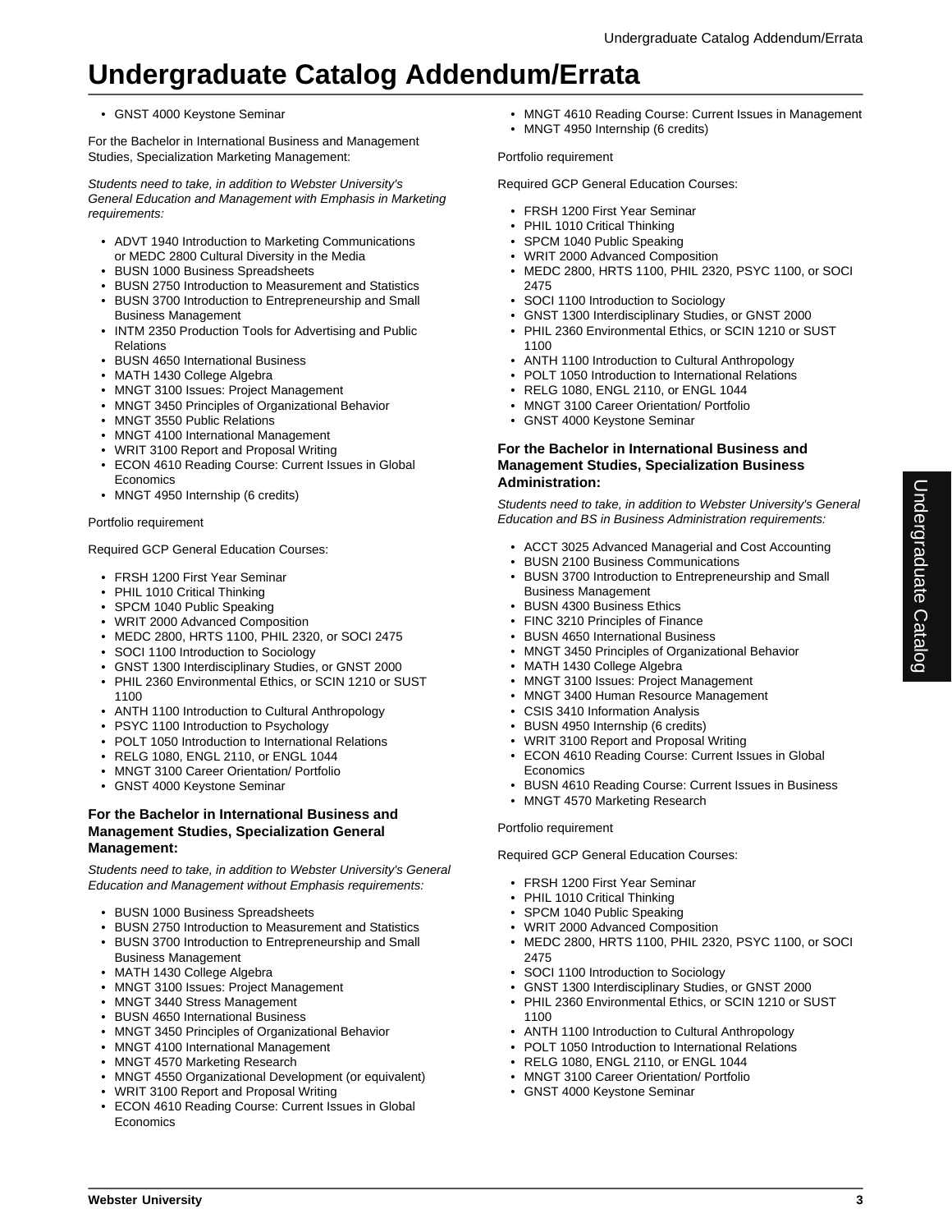# Undergraduate Catalog Addendum/Errata

- GNST 4000 Keystone Seminar

For the Bachelor in International Business and Management Studies, Specialization Marketing Management:

*Students need to take, in addition to Webster University's General Education and Management with Emphasis in Marketing requirements:*

- ADVT 1940 Introduction to Marketing Communications or MEDC 2800 Cultural Diversity in the Media
- BUSN 1000 Business Spreadsheets
- BUSN 2750 Introduction to Measurement and Statistics
- BUSN 3700 Introduction to Entrepreneurship and Small Business Management
- INTM 2350 Production Tools for Advertising and Public Relations
- BUSN 4650 International Business
- MATH 1430 College Algebra
- MNGT 3100 Issues: Project Management
- MNGT 3450 Principles of Organizational Behavior
- MNGT 3550 Public Relations
- MNGT 4100 International Management
- WRIT 3100 Report and Proposal Writing
- ECON 4610 Reading Course: Current Issues in Global Economics
- MNGT 4950 Internship (6 credits)

Portfolio requirement

Required GCP General Education Courses:

- FRSH 1200 First Year Seminar
- PHIL 1010 Critical Thinking
- SPCM 1040 Public Speaking
- WRIT 2000 Advanced Composition
- MEDC 2800, HRTS 1100, PHIL 2320, or SOCI 2475
- SOCI 1100 Introduction to Sociology
- GNST 1300 Interdisciplinary Studies, or GNST 2000
- PHIL 2360 Environmental Ethics, or SCIN 1210 or SUST 1100
- ANTH 1100 Introduction to Cultural Anthropology
- PSYC 1100 Introduction to Psychology
- POLT 1050 Introduction to International Relations
- RELG 1080, ENGL 2110, or ENGL 1044
- MNGT 3100 Career Orientation/ Portfolio
- GNST 4000 Keystone Seminar

### For the Bachelor in International Business and Management Studies, Specialization General Management:

*Students need to take, in addition to Webster University's General Education and Management without Emphasis requirements:*

- BUSN 1000 Business Spreadsheets
- BUSN 2750 Introduction to Measurement and Statistics
- BUSN 3700 Introduction to Entrepreneurship and Small Business Management
- MATH 1430 College Algebra
- MNGT 3100 Issues: Project Management
- MNGT 3440 Stress Management
- BUSN 4650 International Business
- MNGT 3450 Principles of Organizational Behavior
- MNGT 4100 International Management
- MNGT 4570 Marketing Research
- MNGT 4550 Organizational Development (or equivalent)
- WRIT 3100 Report and Proposal Writing
- ECON 4610 Reading Course: Current Issues in Global Economics
- MNGT 4610 Reading Course: Current Issues in Management
- MNGT 4950 Internship (6 credits)

Portfolio requirement

Required GCP General Education Courses:

- FRSH 1200 First Year Seminar
- PHIL 1010 Critical Thinking
- SPCM 1040 Public Speaking
- WRIT 2000 Advanced Composition
- MEDC 2800, HRTS 1100, PHIL 2320, PSYC 1100, or SOCI 2475
- SOCI 1100 Introduction to Sociology
- GNST 1300 Interdisciplinary Studies, or GNST 2000
- PHIL 2360 Environmental Ethics, or SCIN 1210 or SUST 1100
- ANTH 1100 Introduction to Cultural Anthropology
- POLT 1050 Introduction to International Relations
- RELG 1080, ENGL 2110, or ENGL 1044
- MNGT 3100 Career Orientation/ Portfolio
- GNST 4000 Keystone Seminar

### For the Bachelor in International Business and Management Studies, Specialization Business Administration:

*Students need to take, in addition to Webster University's General Education and BS in Business Administration requirements:*

- ACCT 3025 Advanced Managerial and Cost Accounting
- BUSN 2100 Business Communications
- BUSN 3700 Introduction to Entrepreneurship and Small Business Management
- BUSN 4300 Business Ethics
- FINC 3210 Principles of Finance
- BUSN 4650 International Business
- MNGT 3450 Principles of Organizational Behavior
- MATH 1430 College Algebra
- MNGT 3100 Issues: Project Management
- MNGT 3400 Human Resource Management
- CSIS 3410 Information Analysis
- BUSN 4950 Internship (6 credits)
- WRIT 3100 Report and Proposal Writing
- ECON 4610 Reading Course: Current Issues in Global Economics
- BUSN 4610 Reading Course: Current Issues in Business
- MNGT 4570 Marketing Research

Portfolio requirement

Required GCP General Education Courses:

- FRSH 1200 First Year Seminar
- PHIL 1010 Critical Thinking
- SPCM 1040 Public Speaking
- WRIT 2000 Advanced Composition
- MEDC 2800, HRTS 1100, PHIL 2320, PSYC 1100, or SOCI 2475
- SOCI 1100 Introduction to Sociology
- GNST 1300 Interdisciplinary Studies, or GNST 2000
- PHIL 2360 Environmental Ethics, or SCIN 1210 or SUST 1100
- ANTH 1100 Introduction to Cultural Anthropology
- POLT 1050 Introduction to International Relations
- RELG 1080, ENGL 2110, or ENGL 1044
- MNGT 3100 Career Orientation/ Portfolio
- GNST 4000 Keystone Seminar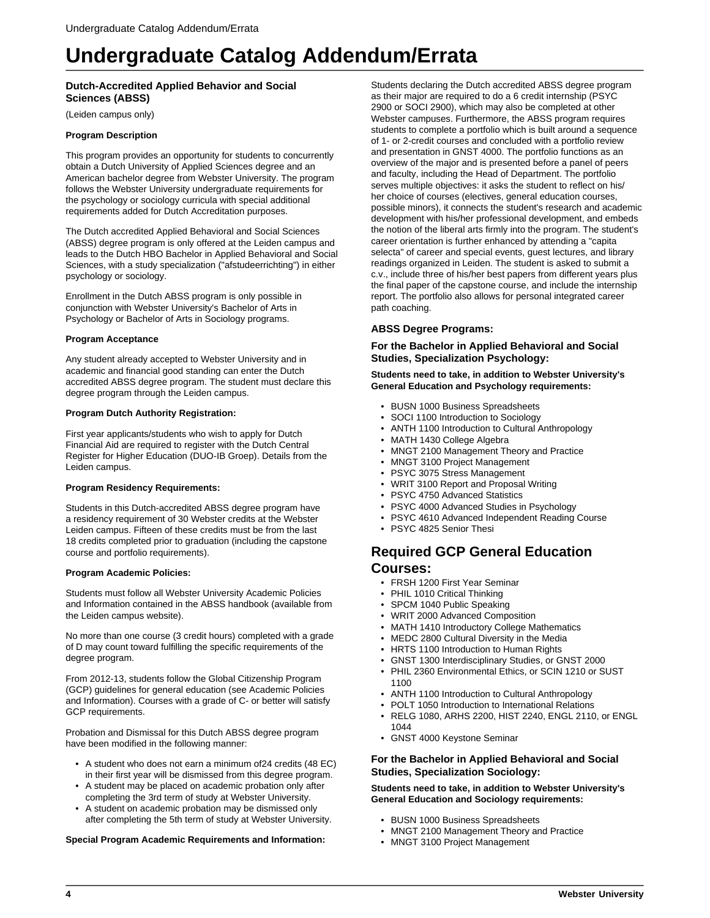# Undergraduate Catalog Addendum/Errata

### Dutch-Accredited Applied Behavior and Social Sciences (ABSS)

(Leiden campus only)

**Program Description**

This program provides an opportunity for students to concurrently obtain a Dutch University of Applied Sciences degree and an American bachelor degree from Webster University. The program follows the Webster University undergraduate requirements for the psychology or sociology curricula with special additional requirements added for Dutch Accreditation purposes.

The Dutch accredited Applied Behavioral and Social Sciences (ABSS) degree program is only offered at the Leiden campus and leads to the Dutch HBO Bachelor in Applied Behavioral and Social Sciences, with a study specialization ("afstudeerrichting") in either psychology or sociology.

Enrollment in the Dutch ABSS program is only possible in conjunction with Webster University's Bachelor of Arts in Psychology or Bachelor of Arts in Sociology programs.

**Program Acceptance**

Any student already accepted to Webster University and in academic and financial good standing can enter the Dutch accredited ABSS degree program. The student must declare this degree program through the Leiden campus.

**Program Dutch Authority Registration:**

First year applicants/students who wish to apply for Dutch Financial Aid are required to register with the Dutch Central Register for Higher Education (DUO-IB Groep). Details from the Leiden campus.

**Program Residency Requirements:**

Students in this Dutch-accredited ABSS degree program have a residency requirement of 30 Webster credits at the Webster Leiden campus. Fifteen of these credits must be from the last 18 credits completed prior to graduation (including the capstone course and portfolio requirements).

**Program Academic Policies:**

Students must follow all Webster University Academic Policies and Information contained in the ABSS handbook (available from the Leiden campus website).

No more than one course (3 credit hours) completed with a grade of D may count toward fulfilling the specific requirements of the degree program.

From 2012-13, students follow the Global Citizenship Program (GCP) guidelines for general education (see Academic Policies and Information). Courses with a grade of C- or better will satisfy GCP requirements.

Probation and Dismissal for this Dutch ABSS degree program have been modified in the following manner:

- A student who does not earn a minimum of24 credits (48 EC) in their first year will be dismissed from this degree program.
- A student may be placed on academic probation only after completing the 3rd term of study at Webster University.
- A student on academic probation may be dismissed only after completing the 5th term of study at Webster University.

**Special Program Academic Requirements and Information:**

Students declaring the Dutch accredited ABSS degree program as their major are required to do a 6 credit internship (PSYC 2900 or SOCI 2900), which may also be completed at other Webster campuses. Furthermore, the ABSS program requires students to complete a portfolio which is built around a sequence of 1- or 2-credit courses and concluded with a portfolio review and presentation in GNST 4000. The portfolio functions as an overview of the major and is presented before a panel of peers and faculty, including the Head of Department. The portfolio serves multiple objectives: it asks the student to reflect on his/her choice of courses (electives, general education courses, possible minors), it connects the student's research and academic development with his/her professional development, and embeds the notion of the liberal arts firmly into the program. The student's career orientation is further enhanced by attending a "capita selecta" of career and special events, guest lectures, and library readings organized in Leiden. The student is asked to submit a c.v., include three of his/her best papers from different years plus the final paper of the capstone course, and include the internship report. The portfolio also allows for personal integrated career path coaching.

### ABSS Degree Programs:

### For the Bachelor in Applied Behavioral and Social Studies, Specialization Psychology:

**Students need to take, in addition to Webster University's General Education and Psychology requirements:**

- BUSN 1000 Business Spreadsheets
- SOCI 1100 Introduction to Sociology
- ANTH 1100 Introduction to Cultural Anthropology
- MATH 1430 College Algebra
- MNGT 2100 Management Theory and Practice
- MNGT 3100 Project Management
- PSYC 3075 Stress Management
- WRIT 3100 Report and Proposal Writing
- PSYC 4750 Advanced Statistics
- PSYC 4000 Advanced Studies in Psychology
- PSYC 4610 Advanced Independent Reading Course
- PSYC 4825 Senior Thesi

## Required GCP General Education Courses:

- FRSH 1200 First Year Seminar
- PHIL 1010 Critical Thinking
- SPCM 1040 Public Speaking
- WRIT 2000 Advanced Composition
- MATH 1410 Introductory College Mathematics
- MEDC 2800 Cultural Diversity in the Media
- HRTS 1100 Introduction to Human Rights
- GNST 1300 Interdisciplinary Studies, or GNST 2000
- PHIL 2360 Environmental Ethics, or SCIN 1210 or SUST 1100
- ANTH 1100 Introduction to Cultural Anthropology
- POLT 1050 Introduction to International Relations
- RELG 1080, ARHS 2200, HIST 2240, ENGL 2110, or ENGL 1044
- GNST 4000 Keystone Seminar

### For the Bachelor in Applied Behavioral and Social Studies, Specialization Sociology:

**Students need to take, in addition to Webster University's General Education and Sociology requirements:**

- BUSN 1000 Business Spreadsheets
- MNGT 2100 Management Theory and Practice
- MNGT 3100 Project Management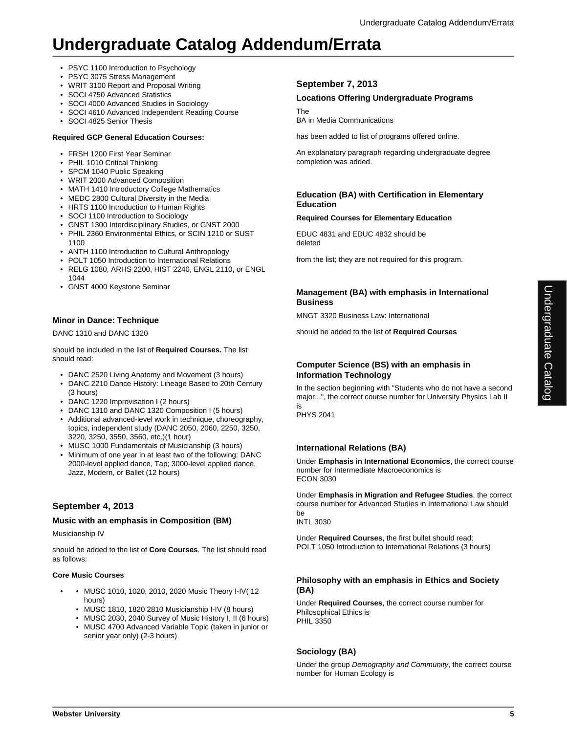- PSYC 1100 Introduction to Psychology
- PSYC 3075 Stress Management
- WRIT 3100 Report and Proposal Writing
- SOCI 4750 Advanced Statistics
- SOCI 4000 Advanced Studies in Sociology
- SOCI 4610 Advanced Independent Reading Course
- SOCI 4825 Senior Thesis

**Required GCP General Education Courses:**

- FRSH 1200 First Year Seminar
- PHIL 1010 Critical Thinking
- SPCM 1040 Public Speaking
- WRIT 2000 Advanced Composition
- MATH 1410 Introductory College Mathematics
- MEDC 2800 Cultural Diversity in the Media
- HRTS 1100 Introduction to Human Rights
- SOCI 1100 Introduction to Sociology
- GNST 1300 Interdisciplinary Studies, or GNST 2000
- PHIL 2360 Environmental Ethics, or SCIN 1210 or SUST 1100
- ANTH 1100 Introduction to Cultural Anthropology
- POLT 1050 Introduction to International Relations
- RELG 1080, ARHS 2200, HIST 2240, ENGL 2110, or ENGL 1044
- GNST 4000 Keystone Seminar

### Minor in Dance: Technique

DANC 1310 and DANC 1320

should be included in the list of **Required Courses.** The list should read:

- DANC 2520 Living Anatomy and Movement (3 hours)
- DANC 2210 Dance History: Lineage Based to 20th Century (3 hours)
- DANC 1220 Improvisation I (2 hours)
- DANC 1310 and DANC 1320 Composition I (5 hours)
- Additional advanced-level work in technique, choreography, topics, independent study (DANC 2050, 2060, 2250, 3250, 3220, 3250, 3550, 3560, etc.)(1 hour)
- MUSC 1000 Fundamentals of Musicianship (3 hours)
- Minimum of one year in at least two of the following: DANC 2000-level applied dance, Tap; 3000-level applied dance, Jazz, Modern, or Ballet (12 hours)

## September 4, 2013

### Music with an emphasis in Composition (BM)

Musicianship IV

should be added to the list of **Core Courses**. The list should read as follows:

**Core Music Courses**

- - MUSC 1010, 1020, 2010, 2020 Music Theory I-IV( 12 hours)
  - MUSC 1810, 1820 2810 Musicianship I-IV (8 hours)
  - MUSC 2030, 2040 Survey of Music History I, II (6 hours)
  - MUSC 4700 Advanced Variable Topic (taken in junior or senior year only) (2-3 hours)

## September 7, 2013

### Locations Offering Undergraduate Programs

The
BA in Media Communications

has been added to list of programs offered online.

An explanatory paragraph regarding undergraduate degree completion was added.

### Education (BA) with Certification in Elementary Education

**Required Courses for Elementary Education**

EDUC 4831 and EDUC 4832 should be
deleted

from the list; they are not required for this program.

### Management (BA) with emphasis in International Business

MNGT 3320 Business Law: International

should be added to the list of **Required Courses**

### Computer Science (BS) with an emphasis in Information Technology

In the section beginning with "Students who do not have a second major...", the correct course number for University Physics Lab II is
PHYS 2041

### International Relations (BA)

Under **Emphasis in International Economics**, the correct course number for Intermediate Macroeconomics is
ECON 3030

Under **Emphasis in Migration and Refugee Studies**, the correct course number for Advanced Studies in International Law should be
INTL 3030

Under **Required Courses**, the first bullet should read:
POLT 1050 Introduction to International Relations (3 hours)

### Philosophy with an emphasis in Ethics and Society (BA)

Under **Required Courses**, the correct course number for Philosophical Ethics is
PHIL 3350

### Sociology (BA)

Under the group *Demography and Community*, the correct course number for Human Ecology is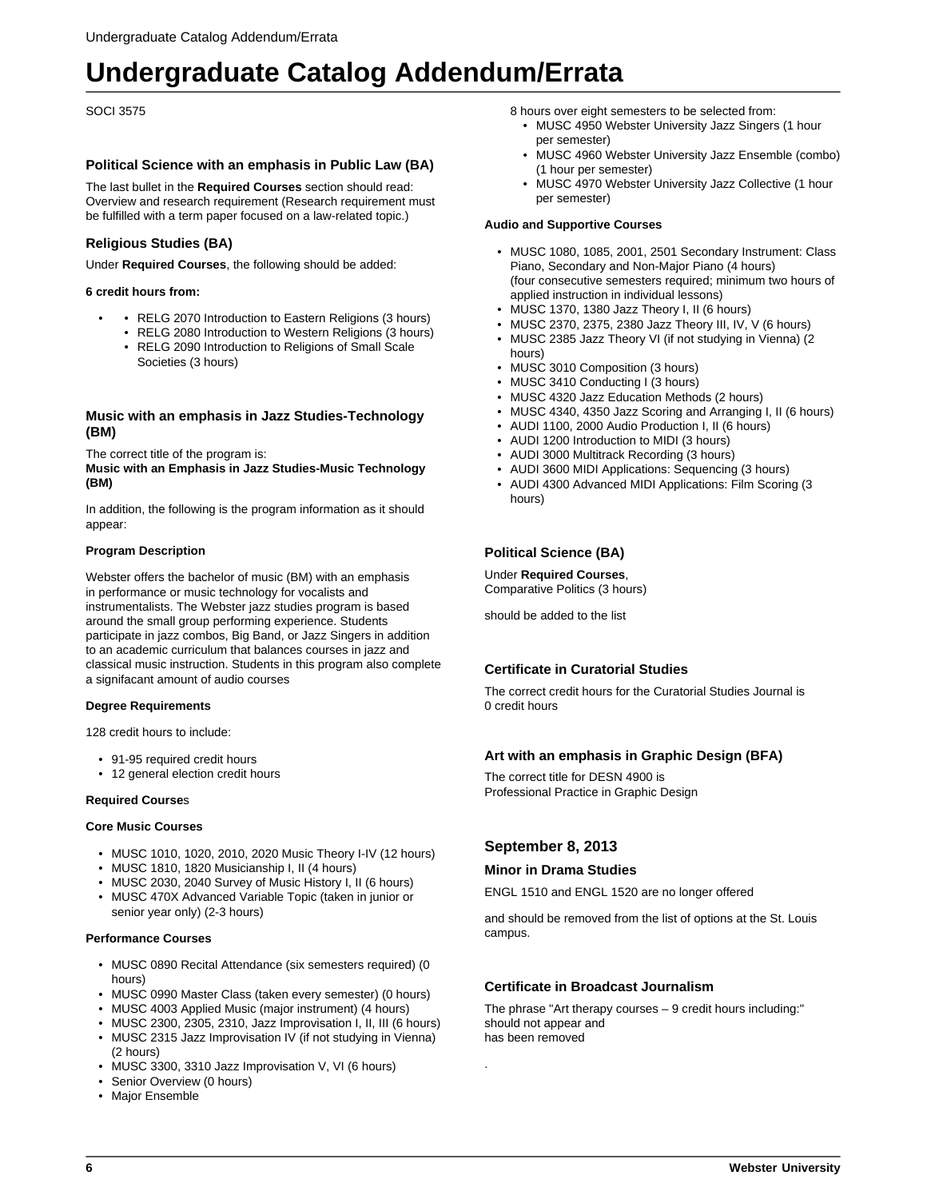# Undergraduate Catalog Addendum/Errata

SOCI 3575

### Political Science with an emphasis in Public Law (BA)

The last bullet in the **Required Courses** section should read: Overview and research requirement (Research requirement must be fulfilled with a term paper focused on a law-related topic.)

### Religious Studies (BA)

Under **Required Courses**, the following should be added:

**6 credit hours from:**

- RELG 2070 Introduction to Eastern Religions (3 hours)
- RELG 2080 Introduction to Western Religions (3 hours)
- RELG 2090 Introduction to Religions of Small Scale Societies (3 hours)

### Music with an emphasis in Jazz Studies-Technology (BM)

The correct title of the program is:
**Music with an Emphasis in Jazz Studies-Music Technology (BM)**

In addition, the following is the program information as it should appear:

**Program Description**

Webster offers the bachelor of music (BM) with an emphasis in performance or music technology for vocalists and instrumentalists. The Webster jazz studies program is based around the small group performing experience. Students participate in jazz combos, Big Band, or Jazz Singers in addition to an academic curriculum that balances courses in jazz and classical music instruction. Students in this program also complete a signifacant amount of audio courses

**Degree Requirements**

128 credit hours to include:

- 91-95 required credit hours
- 12 general election credit hours

**Required Course**s

**Core Music Courses**

- MUSC 1010, 1020, 2010, 2020 Music Theory I-IV (12 hours)
- MUSC 1810, 1820 Musicianship I, II (4 hours)
- MUSC 2030, 2040 Survey of Music History I, II (6 hours)
- MUSC 470X Advanced Variable Topic (taken in junior or senior year only) (2-3 hours)

**Performance Courses**

- MUSC 0890 Recital Attendance (six semesters required) (0 hours)
- MUSC 0990 Master Class (taken every semester) (0 hours)
- MUSC 4003 Applied Music (major instrument) (4 hours)
- MUSC 2300, 2305, 2310, Jazz Improvisation I, II, III (6 hours)
- MUSC 2315 Jazz Improvisation IV (if not studying in Vienna) (2 hours)
- MUSC 3300, 3310 Jazz Improvisation V, VI (6 hours)
- Senior Overview (0 hours)
- Major Ensemble

8 hours over eight semesters to be selected from:

- MUSC 4950 Webster University Jazz Singers (1 hour per semester)
- MUSC 4960 Webster University Jazz Ensemble (combo) (1 hour per semester)
- MUSC 4970 Webster University Jazz Collective (1 hour per semester)

**Audio and Supportive Courses**

- MUSC 1080, 1085, 2001, 2501 Secondary Instrument: Class Piano, Secondary and Non-Major Piano (4 hours) (four consecutive semesters required; minimum two hours of applied instruction in individual lessons)
- MUSC 1370, 1380 Jazz Theory I, II (6 hours)
- MUSC 2370, 2375, 2380 Jazz Theory III, IV, V (6 hours)
- MUSC 2385 Jazz Theory VI (if not studying in Vienna) (2 hours)
- MUSC 3010 Composition (3 hours)
- MUSC 3410 Conducting I (3 hours)
- MUSC 4320 Jazz Education Methods (2 hours)
- MUSC 4340, 4350 Jazz Scoring and Arranging I, II (6 hours)
- AUDI 1100, 2000 Audio Production I, II (6 hours)
- AUDI 1200 Introduction to MIDI (3 hours)
- AUDI 3000 Multitrack Recording (3 hours)
- AUDI 3600 MIDI Applications: Sequencing (3 hours)
- AUDI 4300 Advanced MIDI Applications: Film Scoring (3 hours)

### Political Science (BA)

Under **Required Courses**,
Comparative Politics (3 hours)

should be added to the list

### Certificate in Curatorial Studies

The correct credit hours for the Curatorial Studies Journal is 0 credit hours

### Art with an emphasis in Graphic Design (BFA)

The correct title for DESN 4900 is
Professional Practice in Graphic Design

## September 8, 2013

### Minor in Drama Studies

ENGL 1510 and ENGL 1520 are no longer offered

and should be removed from the list of options at the St. Louis campus.

### Certificate in Broadcast Journalism

The phrase "Art therapy courses – 9 credit hours including:" should not appear and
has been removed

.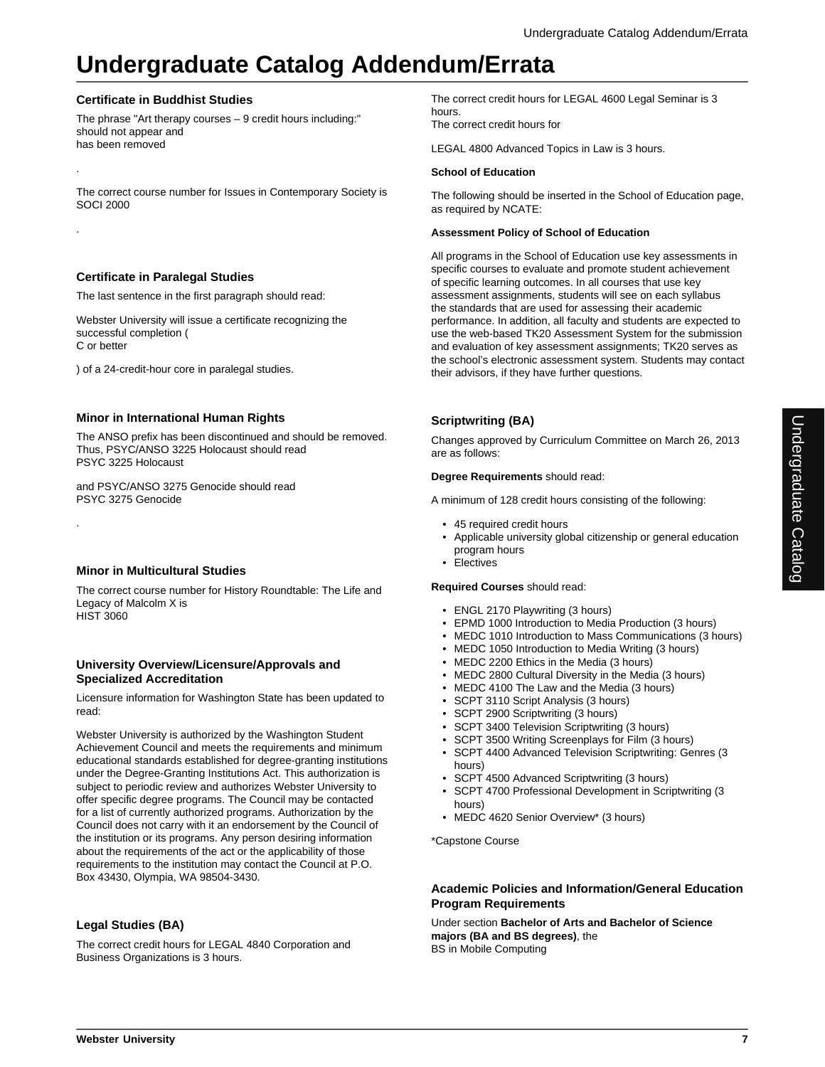# Undergraduate Catalog Addendum/Errata

### Certificate in Buddhist Studies

The phrase "Art therapy courses – 9 credit hours including:" should not appear and has been removed

.

The correct course number for Issues in Contemporary Society is SOCI 2000

.

### Certificate in Paralegal Studies

The last sentence in the first paragraph should read:

Webster University will issue a certificate recognizing the successful completion ( C or better ) of a 24-credit-hour core in paralegal studies.

### Minor in International Human Rights

The ANSO prefix has been discontinued and should be removed. Thus, PSYC/ANSO 3225 Holocaust should read PSYC 3225 Holocaust

and PSYC/ANSO 3275 Genocide should read PSYC 3275 Genocide

.

### Minor in Multicultural Studies

The correct course number for History Roundtable: The Life and Legacy of Malcolm X is HIST 3060

### University Overview/Licensure/Approvals and Specialized Accreditation

Licensure information for Washington State has been updated to read:

Webster University is authorized by the Washington Student Achievement Council and meets the requirements and minimum educational standards established for degree-granting institutions under the Degree-Granting Institutions Act. This authorization is subject to periodic review and authorizes Webster University to offer specific degree programs. The Council may be contacted for a list of currently authorized programs. Authorization by the Council does not carry with it an endorsement by the Council of the institution or its programs. Any person desiring information about the requirements of the act or the applicability of those requirements to the institution may contact the Council at P.O. Box 43430, Olympia, WA 98504-3430.

### Legal Studies (BA)

The correct credit hours for LEGAL 4840 Corporation and Business Organizations is 3 hours.

The correct credit hours for LEGAL 4600 Legal Seminar is 3 hours.
The correct credit hours for

LEGAL 4800 Advanced Topics in Law is 3 hours.

**School of Education**

The following should be inserted in the School of Education page, as required by NCATE:

**Assessment Policy of School of Education**

All programs in the School of Education use key assessments in specific courses to evaluate and promote student achievement of specific learning outcomes. In all courses that use key assessment assignments, students will see on each syllabus the standards that are used for assessing their academic performance. In addition, all faculty and students are expected to use the web-based TK20 Assessment System for the submission and evaluation of key assessment assignments; TK20 serves as the school's electronic assessment system. Students may contact their advisors, if they have further questions.

### Scriptwriting (BA)

Changes approved by Curriculum Committee on March 26, 2013 are as follows:

**Degree Requirements** should read:

A minimum of 128 credit hours consisting of the following:

- 45 required credit hours
- Applicable university global citizenship or general education program hours
- Electives

**Required Courses** should read:

- ENGL 2170 Playwriting (3 hours)
- EPMD 1000 Introduction to Media Production (3 hours)
- MEDC 1010 Introduction to Mass Communications (3 hours)
- MEDC 1050 Introduction to Media Writing (3 hours)
- MEDC 2200 Ethics in the Media (3 hours)
- MEDC 2800 Cultural Diversity in the Media (3 hours)
- MEDC 4100 The Law and the Media (3 hours)
- SCPT 3110 Script Analysis (3 hours)
- SCPT 2900 Scriptwriting (3 hours)
- SCPT 3400 Television Scriptwriting (3 hours)
- SCPT 3500 Writing Screenplays for Film (3 hours)
- SCPT 4400 Advanced Television Scriptwriting: Genres (3 hours)
- SCPT 4500 Advanced Scriptwriting (3 hours)
- SCPT 4700 Professional Development in Scriptwriting (3 hours)
- MEDC 4620 Senior Overview* (3 hours)

*Capstone Course

### Academic Policies and Information/General Education Program Requirements

Under section **Bachelor of Arts and Bachelor of Science majors (BA and BS degrees)**, the BS in Mobile Computing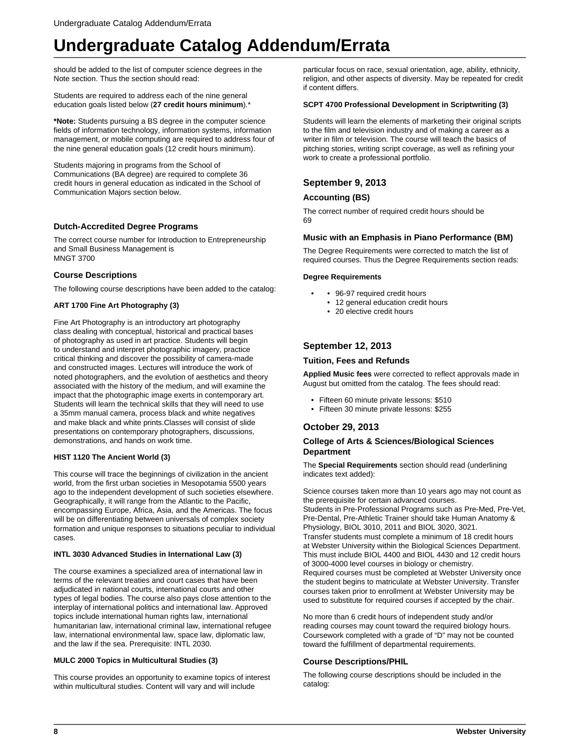should be added to the list of computer science degrees in the Note section. Thus the section should read:

Students are required to address each of the nine general education goals listed below (**27 credit hours minimum**).*

***Note:** Students pursuing a BS degree in the computer science fields of information technology, information systems, information management, or mobile computing are required to address four of the nine general education goals (12 credit hours minimum).

Students majoring in programs from the School of Communications (BA degree) are required to complete 36 credit hours in general education as indicated in the School of Communication Majors section below.

### Dutch-Accredited Degree Programs

The correct course number for Introduction to Entrepreneurship and Small Business Management is MNGT 3700

### Course Descriptions

The following course descriptions have been added to the catalog:

**ART 1700 Fine Art Photography (3)**

Fine Art Photography is an introductory art photography class dealing with conceptual, historical and practical bases of photography as used in art practice. Students will begin to understand and interpret photographic imagery, practice critical thinking and discover the possibility of camera-made and constructed images. Lectures will introduce the work of noted photographers, and the evolution of aesthetics and theory associated with the history of the medium, and will examine the impact that the photographic image exerts in contemporary art. Students will learn the technical skills that they will need to use a 35mm manual camera, process black and white negatives and make black and white prints.Classes will consist of slide presentations on contemporary photographers, discussions, demonstrations, and hands on work time.

**HIST 1120 The Ancient World (3)**

This course will trace the beginnings of civilization in the ancient world, from the first urban societies in Mesopotamia 5500 years ago to the independent development of such societies elsewhere. Geographically, it will range from the Atlantic to the Pacific, encompassing Europe, Africa, Asia, and the Americas. The focus will be on differentiating between universals of complex society formation and unique responses to situations peculiar to individual cases.

**INTL 3030 Advanced Studies in International Law (3)**

The course examines a specialized area of international law in terms of the relevant treaties and court cases that have been adjudicated in national courts, international courts and other types of legal bodies. The course also pays close attention to the interplay of international politics and international law. Approved topics include international human rights law, international humanitarian law, international criminal law, international refugee law, international environmental law, space law, diplomatic law, and the law if the sea. Prerequisite: INTL 2030.

**MULC 2000 Topics in Multicultural Studies (3)**

This course provides an opportunity to examine topics of interest within multicultural studies. Content will vary and will include particular focus on race, sexual orientation, age, ability, ethnicity, religion, and other aspects of diversity. May be repeated for credit if content differs.

**SCPT 4700 Professional Development in Scriptwriting (3)**

Students will learn the elements of marketing their original scripts to the film and television industry and of making a career as a writer in film or television. The course will teach the basics of pitching stories, writing script coverage, as well as refining your work to create a professional portfolio.

## September 9, 2013

### Accounting (BS)

The correct number of required credit hours should be 69

### Music with an Emphasis in Piano Performance (BM)

The Degree Requirements were corrected to match the list of required courses. Thus the Degree Requirements section reads:

**Degree Requirements**

- 96-97 required credit hours
- 12 general education credit hours
- 20 elective credit hours

## September 12, 2013

### Tuition, Fees and Refunds

**Applied Music fees** were corrected to reflect approvals made in August but omitted from the catalog. The fees should read:

- Fifteen 60 minute private lessons: $510
- Fifteen 30 minute private lessons: $255

## October 29, 2013

### College of Arts & Sciences/Biological Sciences Department

The **Special Requirements** section should read (underlining indicates text added):

Science courses taken more than 10 years ago may not count as the prerequisite for certain advanced courses.
Students in Pre-Professional Programs such as Pre-Med, Pre-Vet, Pre-Dental, Pre-Athletic Trainer should take Human Anatomy & Physiology, BIOL 3010, 2011 and BIOL 3020, 3021.
Transfer students must complete a minimum of 18 credit hours at Webster University within the Biological Sciences Department. This must include BIOL 4400 and BIOL 4430 and 12 credit hours of 3000-4000 level courses in biology or chemistry.
Required courses must be completed at Webster University once the student begins to matriculate at Webster University. Transfer courses taken prior to enrollment at Webster University may be used to substitute for required courses if accepted by the chair.

No more than 6 credit hours of independent study and/or reading courses may count toward the required biology hours. Coursework completed with a grade of "D" may not be counted toward the fulfillment of departmental requirements.

### Course Descriptions/PHIL

The following course descriptions should be included in the catalog: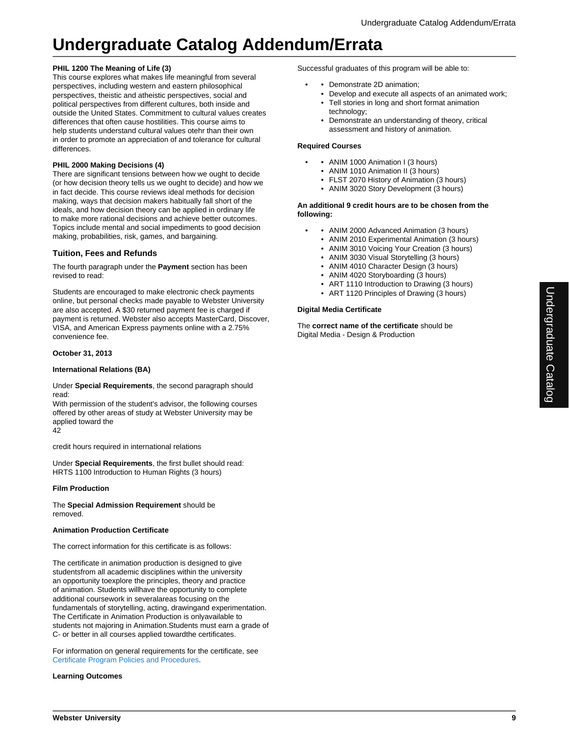# Undergraduate Catalog Addendum/Errata

**PHIL 1200 The Meaning of Life (3)**
This course explores what makes life meaningful from several perspectives, including western and eastern philosophical perspectives, theistic and atheistic perspectives, social and political perspectives from different cultures, both inside and outside the United States. Commitment to cultural values creates differences that often cause hostilities. This course aims to help students understand cultural values otehr than their own in order to promote an appreciation of and tolerance for cultural differences.

**PHIL 2000 Making Decisions (4)**
There are significant tensions between how we ought to decide (or how decision theory tells us we ought to decide) and how we in fact decide. This course reviews ideal methods for decision making, ways that decision makers habitually fall short of the ideals, and how decision theory can be applied in ordinary life to make more rational decisions and achieve better outcomes. Topics include mental and social impediments to good decision making, probabilities, risk, games, and bargaining.

## Tuition, Fees and Refunds

The fourth paragraph under the **Payment** section has been revised to read:

Students are encouraged to make electronic check payments online, but personal checks made payable to Webster University are also accepted. A $30 returned payment fee is charged if payment is returned. Webster also accepts MasterCard, Discover, VISA, and American Express payments online with a 2.75% convenience fee.

**October 31, 2013**

**International Relations (BA)**

Under **Special Requirements**, the second paragraph should read:
With permission of the student's advisor, the following courses offered by other areas of study at Webster University may be applied toward the
42

credit hours required in international relations

Under **Special Requirements**, the first bullet should read:
HRTS 1100 Introduction to Human Rights (3 hours)

**Film Production**

The **Special Admission Requirement** should be removed.

**Animation Production Certificate**

The correct information for this certificate is as follows:

The certificate in animation production is designed to give studentsfrom all academic disciplines within the university an opportunity toexplore the principles, theory and practice of animation. Students willhave the opportunity to complete additional coursework in severalareas focusing on the fundamentals of storytelling, acting, drawingand experimentation. The Certificate in Animation Production is onlyavailable to students not majoring in Animation.Students must earn a grade of C- or better in all courses applied towardthe certificates.

For information on general requirements for the certificate, see Certificate Program Policies and Procedures.

**Learning Outcomes**

Successful graduates of this program will be able to:

- Demonstrate 2D animation;
- Develop and execute all aspects of an animated work;
- Tell stories in long and short format animation technology;
- Demonstrate an understanding of theory, critical assessment and history of animation.

**Required Courses**

- ANIM 1000 Animation I (3 hours)
- ANIM 1010 Animation II (3 hours)
- FLST 2070 History of Animation (3 hours)
- ANIM 3020 Story Development (3 hours)

**An additional 9 credit hours are to be chosen from the following:**

- ANIM 2000 Advanced Animation (3 hours)
- ANIM 2010 Experimental Animation (3 hours)
- ANIM 3010 Voicing Your Creation (3 hours)
- ANIM 3030 Visual Storytelling (3 hours)
- ANIM 4010 Character Design (3 hours)
- ANIM 4020 Storyboarding (3 hours)
- ART 1110 Introduction to Drawing (3 hours)
- ART 1120 Principles of Drawing (3 hours)

**Digital Media Certificate**

The **correct name of the certificate** should be Digital Media - Design & Production